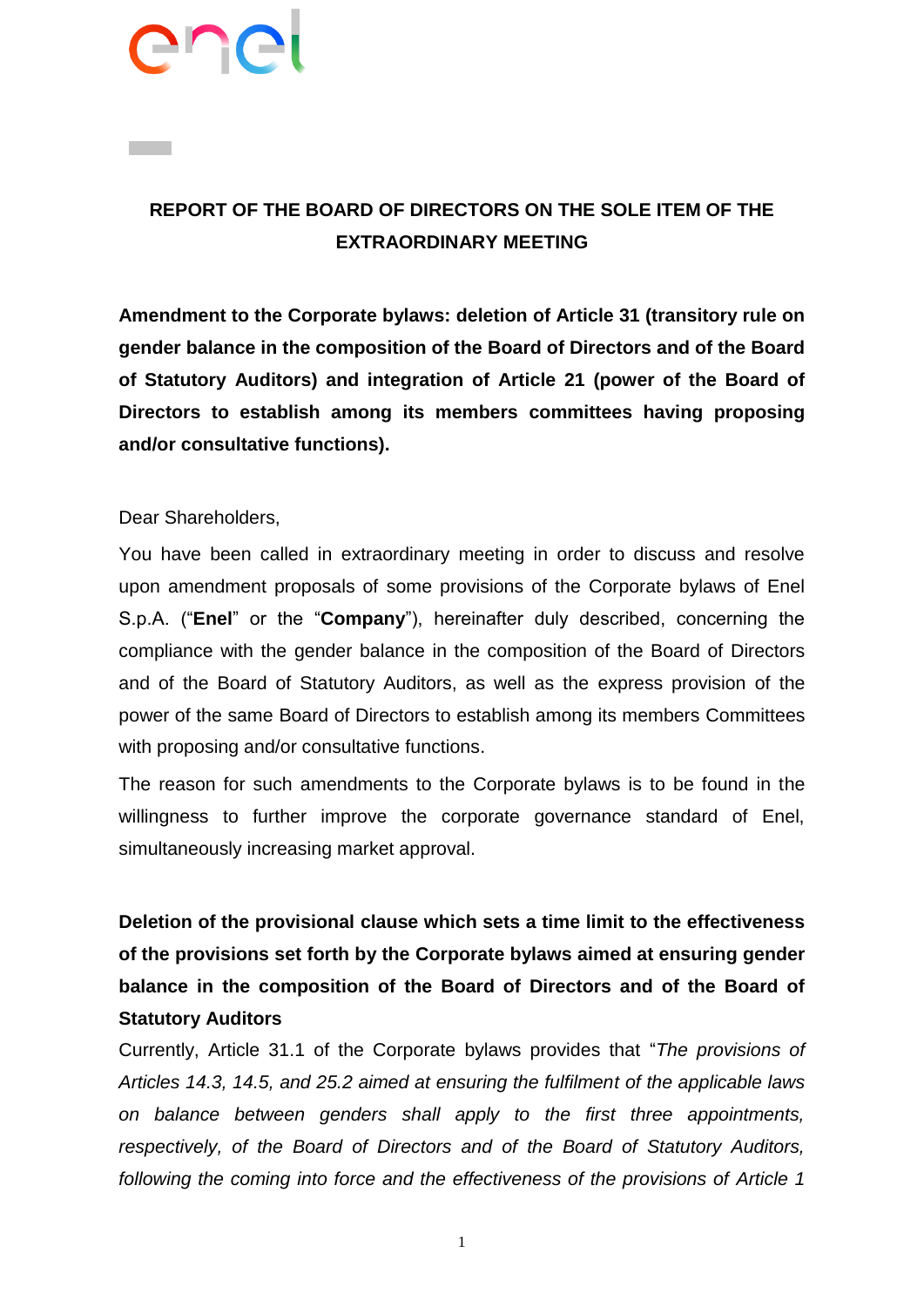# REPORT OF THE BOARD OF DIRECTORS ON THE SOLE ITEM OF THE EXTRAORDINARY MEETING

**Amendment to the Corporate bylaws: deletion of Article 31 (transitory rule on gender balance in the composition of the Board of Directors and of the Board of Statutory Auditors) and integration of Article 21 (power of the Board of Directors to establish among its members committees having proposing and/or consultative functions).**

Dear Shareholders,

You have been called in extraordinary meeting in order to discuss and resolve upon amendment proposals of some provisions of the Corporate bylaws of Enel S.p.A. ("**Enel**" or the "**Company**"), hereinafter duly described, concerning the compliance with the gender balance in the composition of the Board of Directors and of the Board of Statutory Auditors, as well as the express provision of the power of the same Board of Directors to establish among its members Committees with proposing and/or consultative functions.

The reason for such amendments to the Corporate bylaws is to be found in the willingness to further improve the corporate governance standard of Enel, simultaneously increasing market approval.

**Deletion of the provisional clause which sets a time limit to the effectiveness of the provisions set forth by the Corporate bylaws aimed at ensuring gender balance in the composition of the Board of Directors and of the Board of Statutory Auditors**

Currently, Article 31.1 of the Corporate bylaws provides that "*The provisions of Articles 14.3, 14.5, and 25.2 aimed at ensuring the fulfilment of the applicable laws on balance between genders shall apply to the first three appointments, respectively, of the Board of Directors and of the Board of Statutory Auditors, following the coming into force and the effectiveness of the provisions of Article 1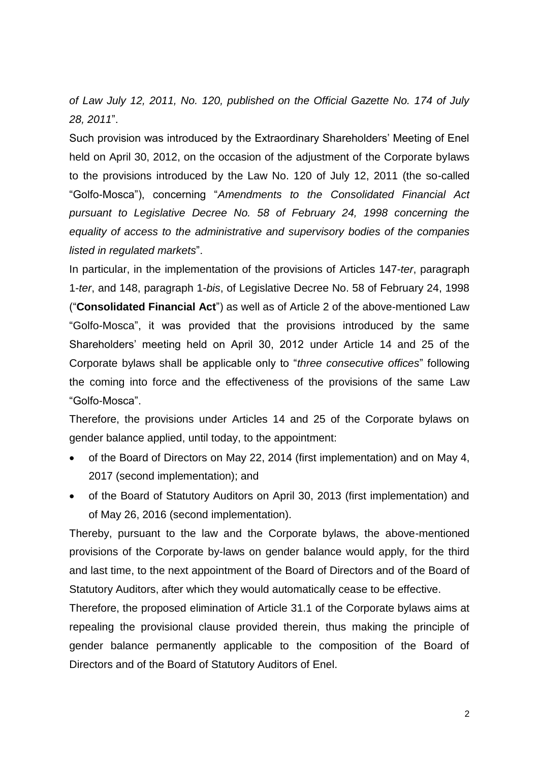*of Law July 12, 2011, No. 120, published on the Official Gazette No. 174 of July 28, 2011*".

Such provision was introduced by the Extraordinary Shareholders' Meeting of Enel held on April 30, 2012, on the occasion of the adjustment of the Corporate bylaws to the provisions introduced by the Law No. 120 of July 12, 2011 (the so-called "Golfo-Mosca"), concerning "*Amendments to the Consolidated Financial Act pursuant to Legislative Decree No. 58 of February 24, 1998 concerning the equality of access to the administrative and supervisory bodies of the companies listed in regulated markets*".

In particular, in the implementation of the provisions of Articles 147-*ter*, paragraph 1-*ter*, and 148, paragraph 1-*bis*, of Legislative Decree No. 58 of February 24, 1998 ("**Consolidated Financial Act**") as well as of Article 2 of the above-mentioned Law "Golfo-Mosca", it was provided that the provisions introduced by the same Shareholders' meeting held on April 30, 2012 under Article 14 and 25 of the Corporate bylaws shall be applicable only to "*three consecutive offices*" following the coming into force and the effectiveness of the provisions of the same Law "Golfo-Mosca".

Therefore, the provisions under Articles 14 and 25 of the Corporate bylaws on gender balance applied, until today, to the appointment:

- of the Board of Directors on May 22, 2014 (first implementation) and on May 4, 2017 (second implementation); and
- of the Board of Statutory Auditors on April 30, 2013 (first implementation) and of May 26, 2016 (second implementation).

Thereby, pursuant to the law and the Corporate bylaws, the above-mentioned provisions of the Corporate by-laws on gender balance would apply, for the third and last time, to the next appointment of the Board of Directors and of the Board of Statutory Auditors, after which they would automatically cease to be effective.

Therefore, the proposed elimination of Article 31.1 of the Corporate bylaws aims at repealing the provisional clause provided therein, thus making the principle of gender balance permanently applicable to the composition of the Board of Directors and of the Board of Statutory Auditors of Enel.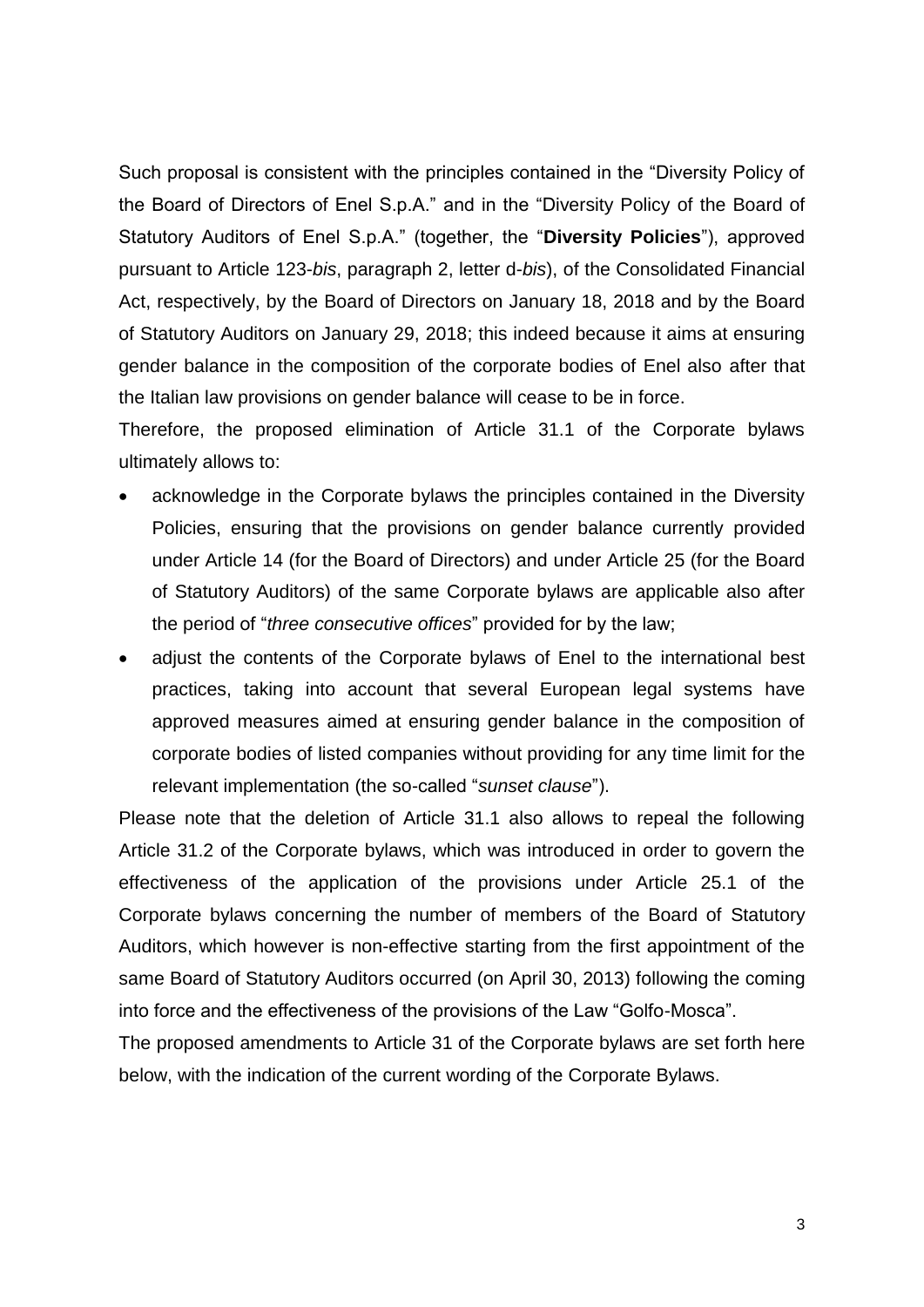Such proposal is consistent with the principles contained in the "Diversity Policy of the Board of Directors of Enel S.p.A." and in the "Diversity Policy of the Board of Statutory Auditors of Enel S.p.A." (together, the "**Diversity Policies**"), approved pursuant to Article 123-*bis*, paragraph 2, letter d-*bis*), of the Consolidated Financial Act, respectively, by the Board of Directors on January 18, 2018 and by the Board of Statutory Auditors on January 29, 2018; this indeed because it aims at ensuring gender balance in the composition of the corporate bodies of Enel also after that the Italian law provisions on gender balance will cease to be in force.

Therefore, the proposed elimination of Article 31.1 of the Corporate bylaws ultimately allows to:

- acknowledge in the Corporate bylaws the principles contained in the Diversity Policies, ensuring that the provisions on gender balance currently provided under Article 14 (for the Board of Directors) and under Article 25 (for the Board of Statutory Auditors) of the same Corporate bylaws are applicable also after the period of "*three consecutive offices*" provided for by the law;
- adjust the contents of the Corporate bylaws of Enel to the international best practices, taking into account that several European legal systems have approved measures aimed at ensuring gender balance in the composition of corporate bodies of listed companies without providing for any time limit for the relevant implementation (the so-called "*sunset clause*").

Please note that the deletion of Article 31.1 also allows to repeal the following Article 31.2 of the Corporate bylaws, which was introduced in order to govern the effectiveness of the application of the provisions under Article 25.1 of the Corporate bylaws concerning the number of members of the Board of Statutory Auditors, which however is non-effective starting from the first appointment of the same Board of Statutory Auditors occurred (on April 30, 2013) following the coming into force and the effectiveness of the provisions of the Law "Golfo-Mosca".

The proposed amendments to Article 31 of the Corporate bylaws are set forth here below, with the indication of the current wording of the Corporate Bylaws.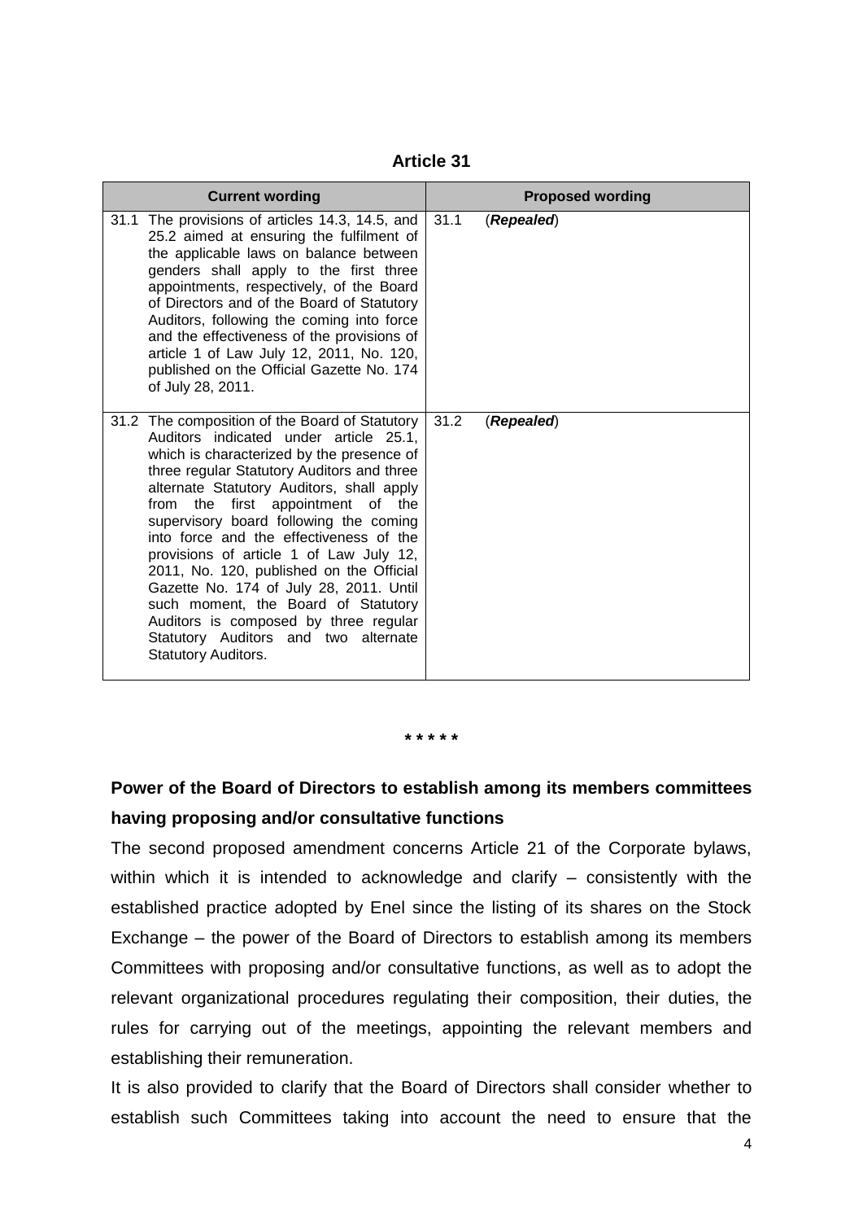**Article 31**

| Current wording | Proposed wording |
|---|---|
| 31.1 The provisions of articles 14.3, 14.5, and 25.2 aimed at ensuring the fulfilment of the applicable laws on balance between genders shall apply to the first three appointments, respectively, of the Board of Directors and of the Board of Statutory Auditors, following the coming into force and the effectiveness of the provisions of article 1 of Law July 12, 2011, No. 120, published on the Official Gazette No. 174 of July 28, 2011. | 31.1 (***Repealed***) |
| 31.2 The composition of the Board of Statutory Auditors indicated under article 25.1, which is characterized by the presence of three regular Statutory Auditors and three alternate Statutory Auditors, shall apply from the first appointment of the supervisory board following the coming into force and the effectiveness of the provisions of article 1 of Law July 12, 2011, No. 120, published on the Official Gazette No. 174 of July 28, 2011. Until such moment, the Board of Statutory Auditors is composed by three regular Statutory Auditors and two alternate Statutory Auditors. | 31.2 (***Repealed***) |

\* \* \* \* \*

**Power of the Board of Directors to establish among its members committees having proposing and/or consultative functions**

The second proposed amendment concerns Article 21 of the Corporate bylaws, within which it is intended to acknowledge and clarify – consistently with the established practice adopted by Enel since the listing of its shares on the Stock Exchange – the power of the Board of Directors to establish among its members Committees with proposing and/or consultative functions, as well as to adopt the relevant organizational procedures regulating their composition, their duties, the rules for carrying out of the meetings, appointing the relevant members and establishing their remuneration.

It is also provided to clarify that the Board of Directors shall consider whether to establish such Committees taking into account the need to ensure that the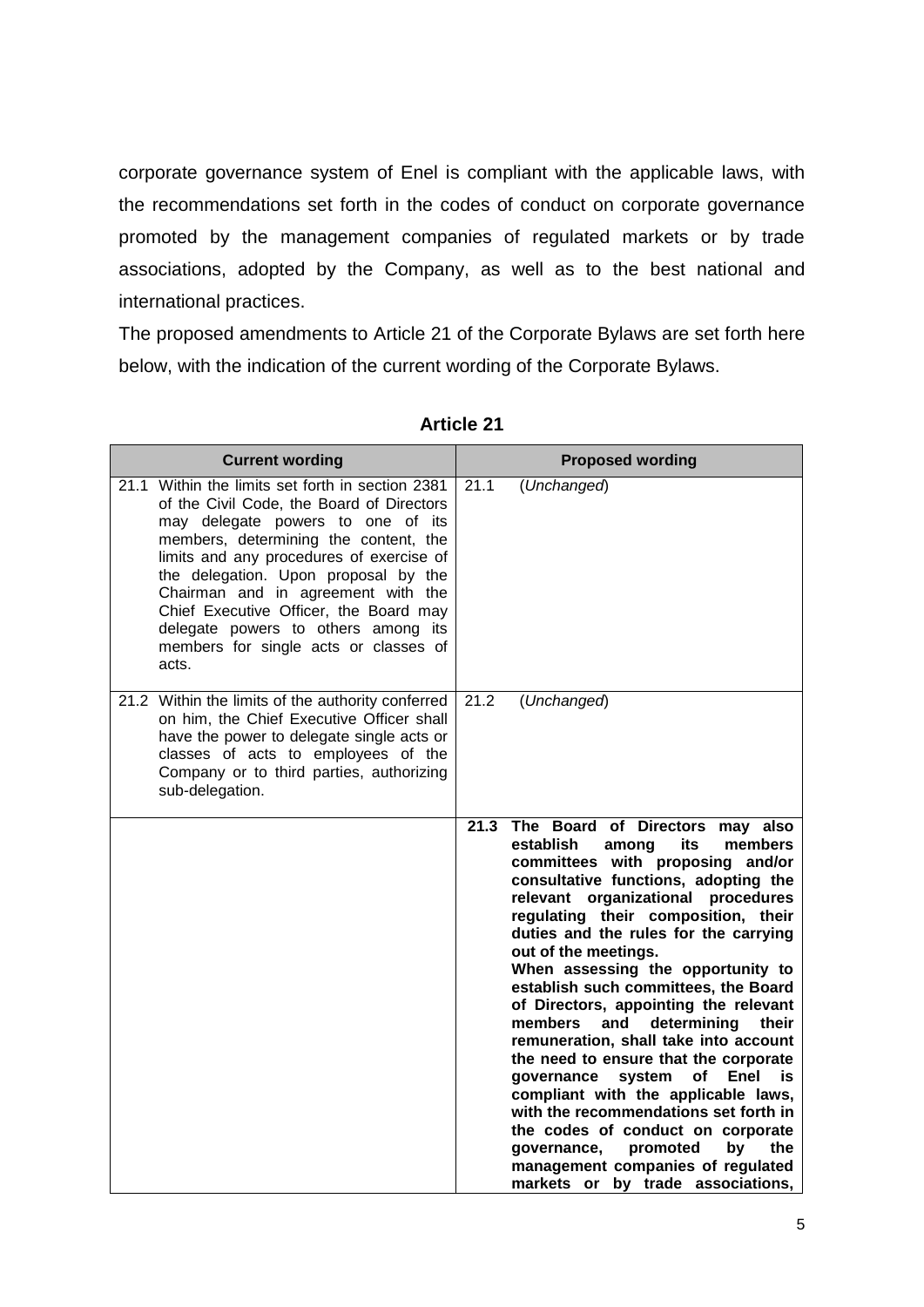corporate governance system of Enel is compliant with the applicable laws, with the recommendations set forth in the codes of conduct on corporate governance promoted by the management companies of regulated markets or by trade associations, adopted by the Company, as well as to the best national and international practices.

The proposed amendments to Article 21 of the Corporate Bylaws are set forth here below, with the indication of the current wording of the Corporate Bylaws.

**Article 21**

| Current wording | Proposed wording |
|---|---|
| 21.1 Within the limits set forth in section 2381 of the Civil Code, the Board of Directors may delegate powers to one of its members, determining the content, the limits and any procedures of exercise of the delegation. Upon proposal by the Chairman and in agreement with the Chief Executive Officer, the Board may delegate powers to others among its members for single acts or classes of acts. | 21.1 (*Unchanged*) |
| 21.2 Within the limits of the authority conferred on him, the Chief Executive Officer shall have the power to delegate single acts or classes of acts to employees of the Company or to third parties, authorizing sub-delegation. | 21.2 (*Unchanged*) |
| | **21.3 The Board of Directors may also establish among its members committees with proposing and/or consultative functions, adopting the relevant organizational procedures regulating their composition, their duties and the rules for the carrying out of the meetings.** **When assessing the opportunity to establish such committees, the Board of Directors, appointing the relevant members and determining their remuneration, shall take into account the need to ensure that the corporate governance system of Enel is compliant with the applicable laws, with the recommendations set forth in the codes of conduct on corporate governance, promoted by the management companies of regulated markets or by trade associations,** |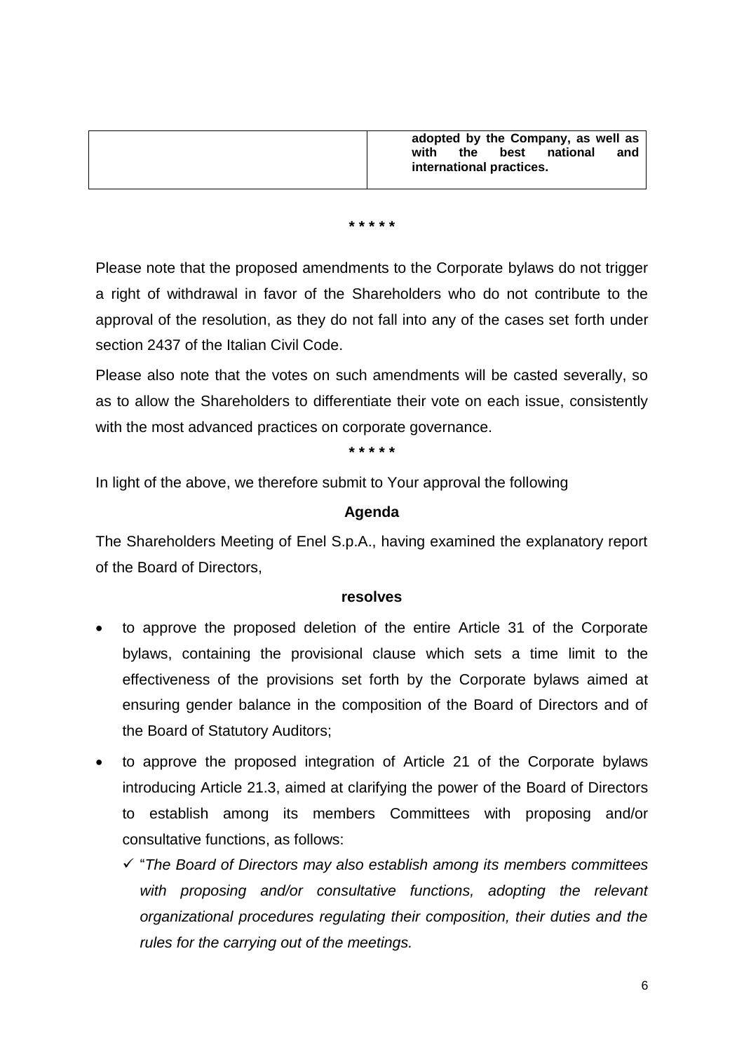| | |
|---|---|
| | **adopted by the Company, as well as with the best national and international practices.** |

\* \* \* \* \*

Please note that the proposed amendments to the Corporate bylaws do not trigger a right of withdrawal in favor of the Shareholders who do not contribute to the approval of the resolution, as they do not fall into any of the cases set forth under section 2437 of the Italian Civil Code.

Please also note that the votes on such amendments will be casted severally, so as to allow the Shareholders to differentiate their vote on each issue, consistently with the most advanced practices on corporate governance.

\* \* \* \* \*

In light of the above, we therefore submit to Your approval the following

**Agenda**

The Shareholders Meeting of Enel S.p.A., having examined the explanatory report of the Board of Directors,

**resolves**

- to approve the proposed deletion of the entire Article 31 of the Corporate bylaws, containing the provisional clause which sets a time limit to the effectiveness of the provisions set forth by the Corporate bylaws aimed at ensuring gender balance in the composition of the Board of Directors and of the Board of Statutory Auditors;
- to approve the proposed integration of Article 21 of the Corporate bylaws introducing Article 21.3, aimed at clarifying the power of the Board of Directors to establish among its members Committees with proposing and/or consultative functions, as follows:
  - ✓ "*The Board of Directors may also establish among its members committees with proposing and/or consultative functions, adopting the relevant organizational procedures regulating their composition, their duties and the rules for the carrying out of the meetings.*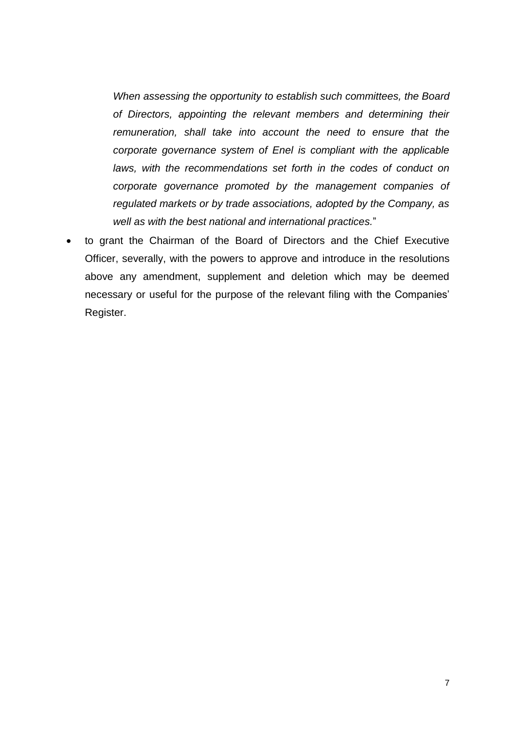*When assessing the opportunity to establish such committees, the Board of Directors, appointing the relevant members and determining their remuneration, shall take into account the need to ensure that the corporate governance system of Enel is compliant with the applicable laws, with the recommendations set forth in the codes of conduct on corporate governance promoted by the management companies of regulated markets or by trade associations, adopted by the Company, as well as with the best national and international practices.*"

- to grant the Chairman of the Board of Directors and the Chief Executive Officer, severally, with the powers to approve and introduce in the resolutions above any amendment, supplement and deletion which may be deemed necessary or useful for the purpose of the relevant filing with the Companies' Register.